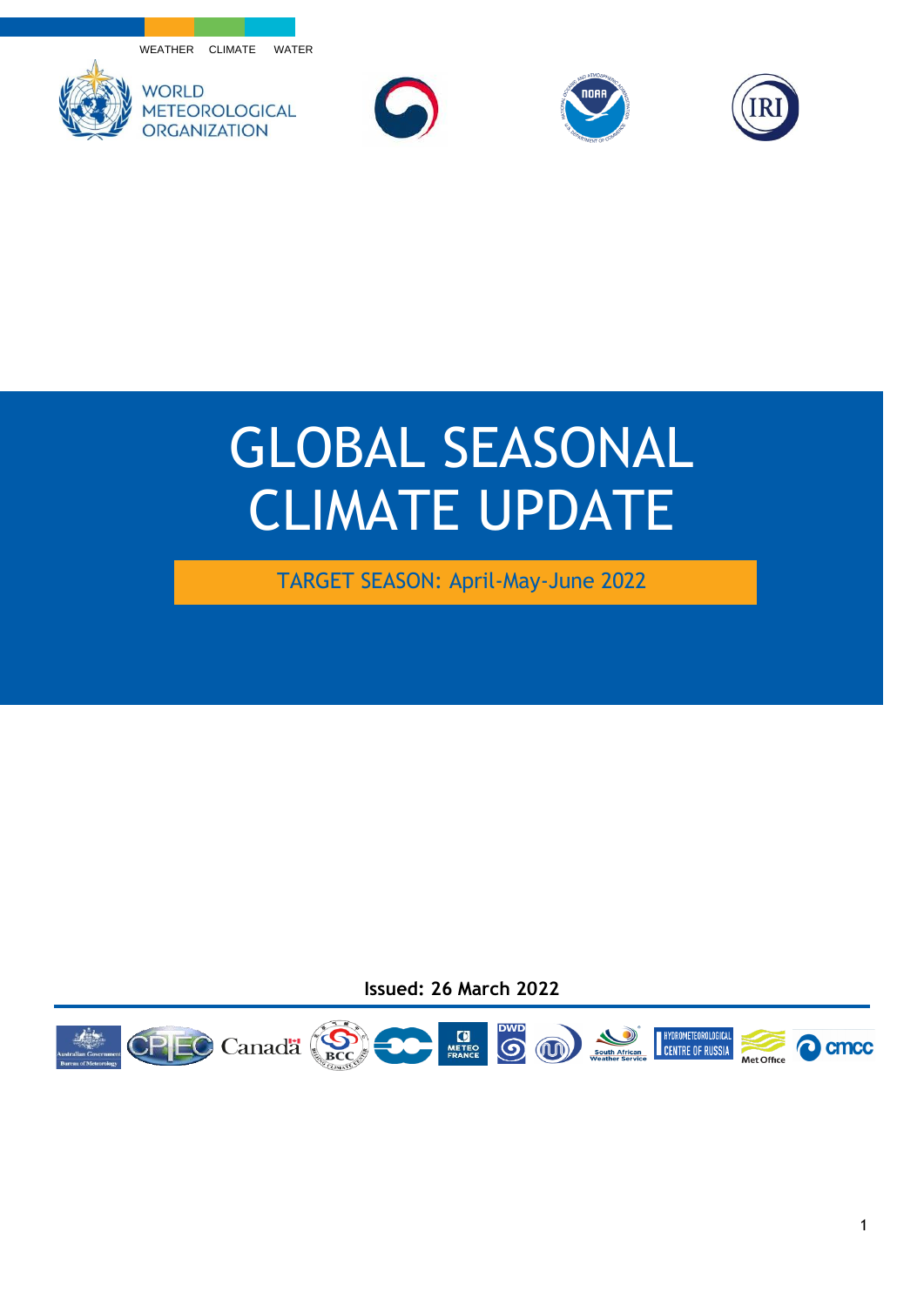WEATHER CLIMATE WATER

WORLD METEOROLOGICAL ORGANIZATION

# GLOBAL SEASONAL CLIMATE UPDATE

TARGET SEASON: April-May-June 2022

**Issued: 26 March 2022**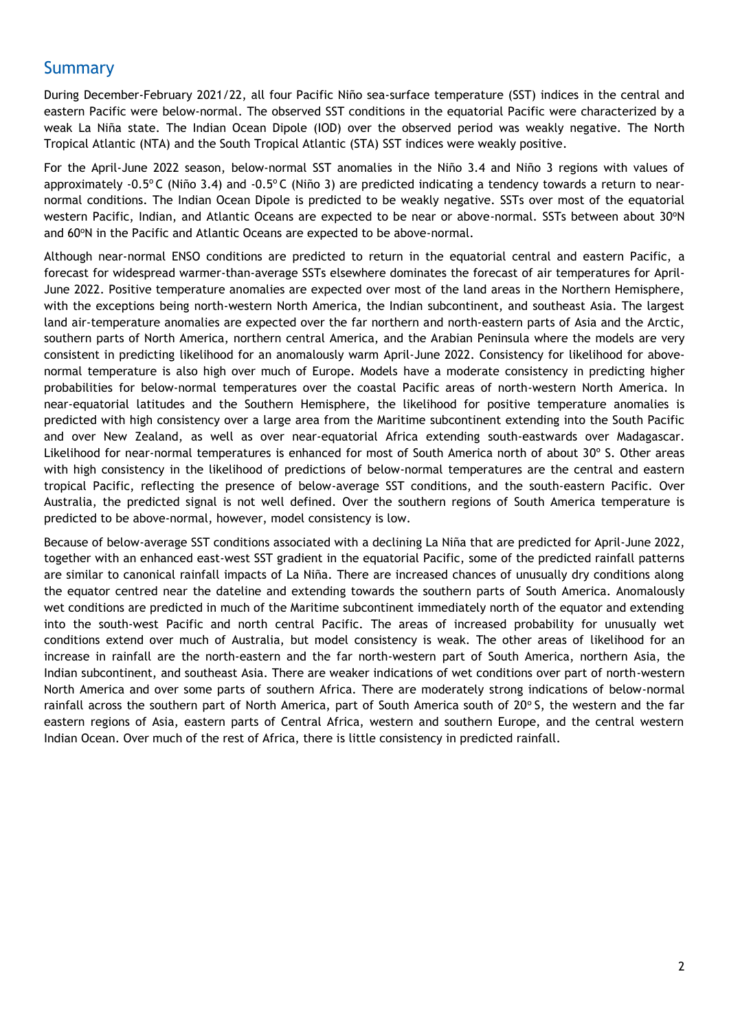## Summary

During December-February 2021/22, all four Pacific Niño sea-surface temperature (SST) indices in the central and eastern Pacific were below-normal. The observed SST conditions in the equatorial Pacific were characterized by a weak La Niña state. The Indian Ocean Dipole (IOD) over the observed period was weakly negative. The North Tropical Atlantic (NTA) and the South Tropical Atlantic (STA) SST indices were weakly positive.

For the April-June 2022 season, below-normal SST anomalies in the Niño 3.4 and Niño 3 regions with values of approximately -0.5°C (Niño 3.4) and -0.5°C (Niño 3) are predicted indicating a tendency towards a return to near-normal conditions. The Indian Ocean Dipole is predicted to be weakly negative. SSTs over most of the equatorial western Pacific, Indian, and Atlantic Oceans are expected to be near or above-normal. SSTs between about 30ºN and 60ºN in the Pacific and Atlantic Oceans are expected to be above-normal.

Although near-normal ENSO conditions are predicted to return in the equatorial central and eastern Pacific, a forecast for widespread warmer-than-average SSTs elsewhere dominates the forecast of air temperatures for April-June 2022. Positive temperature anomalies are expected over most of the land areas in the Northern Hemisphere, with the exceptions being north-western North America, the Indian subcontinent, and southeast Asia. The largest land air-temperature anomalies are expected over the far northern and north-eastern parts of Asia and the Arctic, southern parts of North America, northern central America, and the Arabian Peninsula where the models are very consistent in predicting likelihood for an anomalously warm April-June 2022. Consistency for likelihood for above-normal temperature is also high over much of Europe. Models have a moderate consistency in predicting higher probabilities for below-normal temperatures over the coastal Pacific areas of north-western North America. In near-equatorial latitudes and the Southern Hemisphere, the likelihood for positive temperature anomalies is predicted with high consistency over a large area from the Maritime subcontinent extending into the South Pacific and over New Zealand, as well as over near-equatorial Africa extending south-eastwards over Madagascar. Likelihood for near-normal temperatures is enhanced for most of South America north of about 30º S. Other areas with high consistency in the likelihood of predictions of below-normal temperatures are the central and eastern tropical Pacific, reflecting the presence of below-average SST conditions, and the south-eastern Pacific. Over Australia, the predicted signal is not well defined. Over the southern regions of South America temperature is predicted to be above-normal, however, model consistency is low.

Because of below-average SST conditions associated with a declining La Niña that are predicted for April-June 2022, together with an enhanced east-west SST gradient in the equatorial Pacific, some of the predicted rainfall patterns are similar to canonical rainfall impacts of La Niña. There are increased chances of unusually dry conditions along the equator centred near the dateline and extending towards the southern parts of South America. Anomalously wet conditions are predicted in much of the Maritime subcontinent immediately north of the equator and extending into the south-west Pacific and north central Pacific. The areas of increased probability for unusually wet conditions extend over much of Australia, but model consistency is weak. The other areas of likelihood for an increase in rainfall are the north-eastern and the far north-western part of South America, northern Asia, the Indian subcontinent, and southeast Asia. There are weaker indications of wet conditions over part of north-western North America and over some parts of southern Africa. There are moderately strong indications of below-normal rainfall across the southern part of North America, part of South America south of 20°S, the western and the far eastern regions of Asia, eastern parts of Central Africa, western and southern Europe, and the central western Indian Ocean. Over much of the rest of Africa, there is little consistency in predicted rainfall.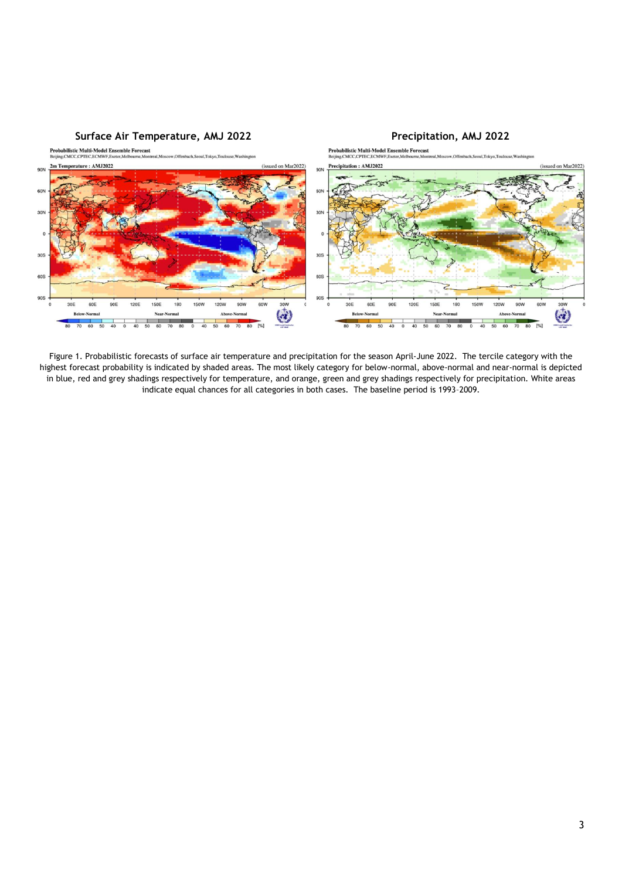**Surface Air Temperature, AMJ 2022** **Precipitation, AMJ 2022**

Figure 1. Probabilistic forecasts of surface air temperature and precipitation for the season April-June 2022. The tercile category with the highest forecast probability is indicated by shaded areas. The most likely category for below-normal, above-normal and near-normal is depicted in blue, red and grey shadings respectively for temperature, and orange, green and grey shadings respectively for precipitation. White areas indicate equal chances for all categories in both cases. The baseline period is 1993–2009.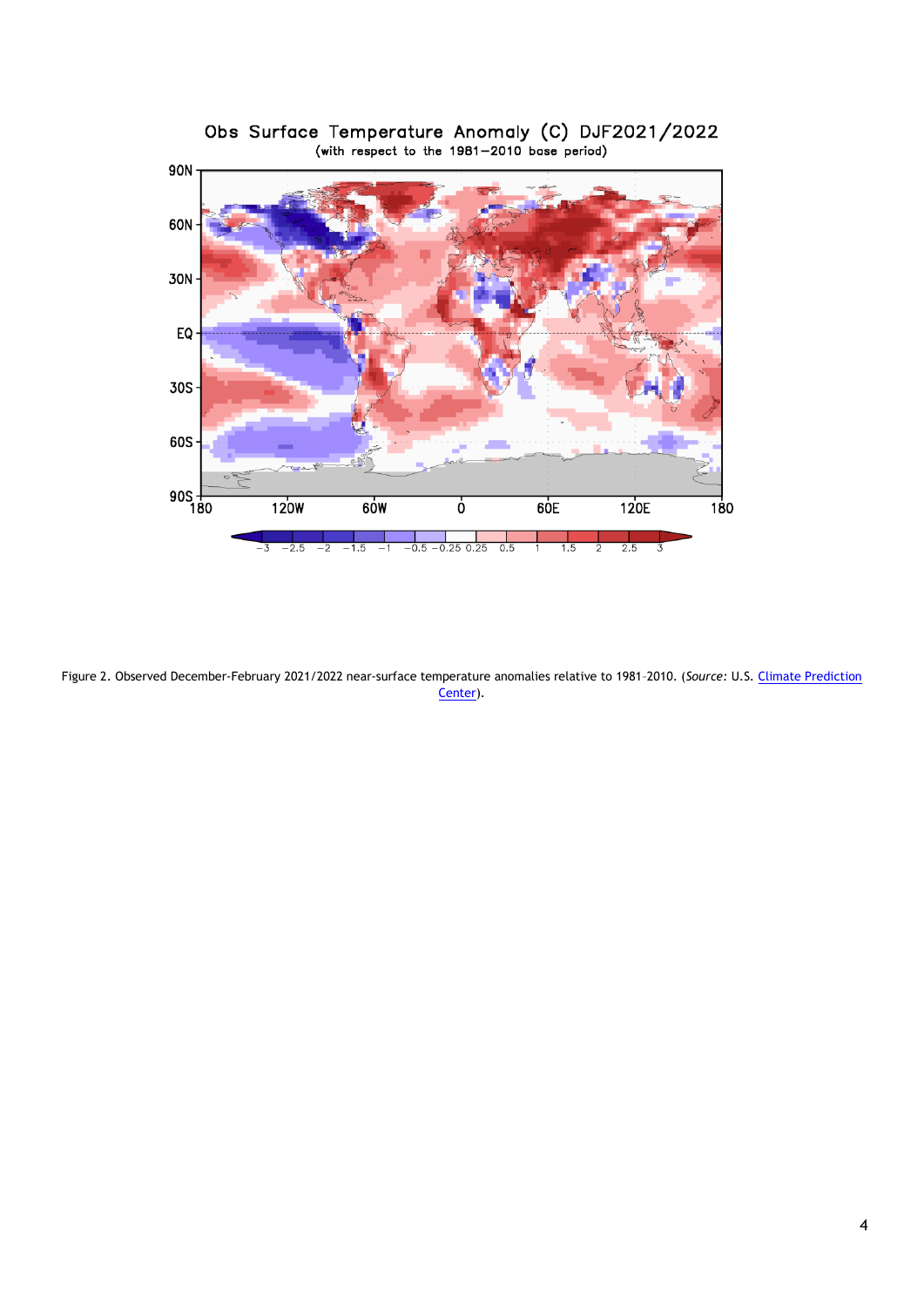Figure 2. Observed December-February 2021/2022 near-surface temperature anomalies relative to 1981–2010. (*Source:* U.S. Climate Prediction Center).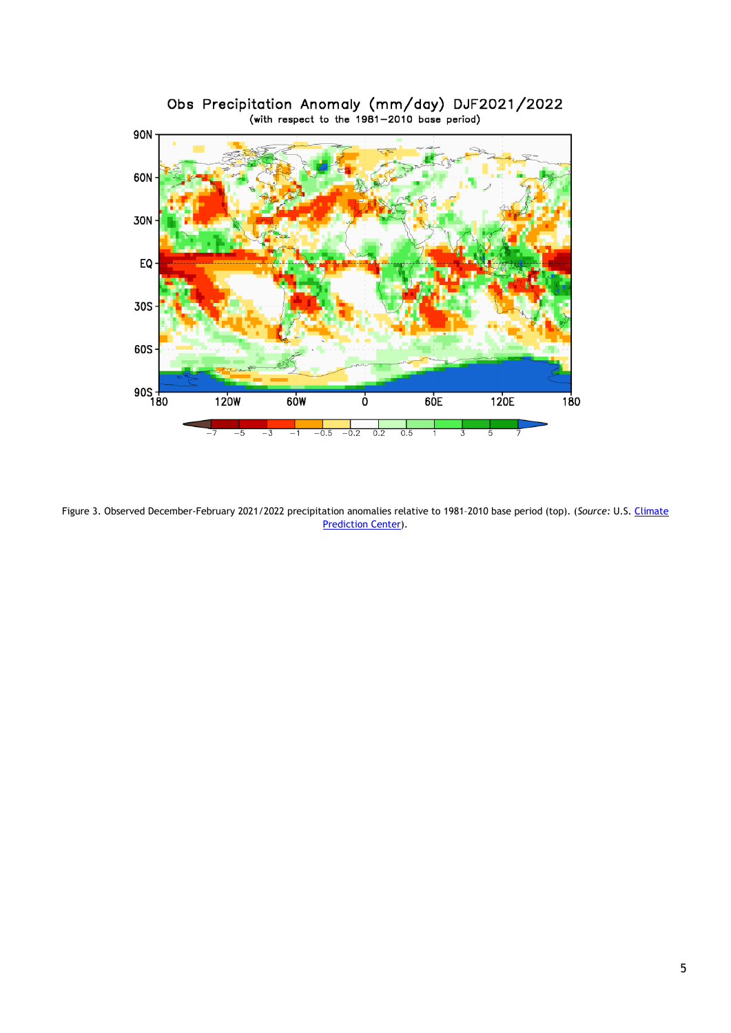Obs Precipitation Anomaly (mm/day) DJF2021/2022

(with respect to the 1981–2010 base period)

90N

60N

30N

EQ

30S

60S

90S

180 120W 60W 0 60E 120E 180

−7 −5 −3 −1 −0.5 −0.2 0.2 0.5 1 3 5 7

Figure 3. Observed December-February 2021/2022 precipitation anomalies relative to 1981–2010 base period (top). (*Source:* U.S. Climate Prediction Center).